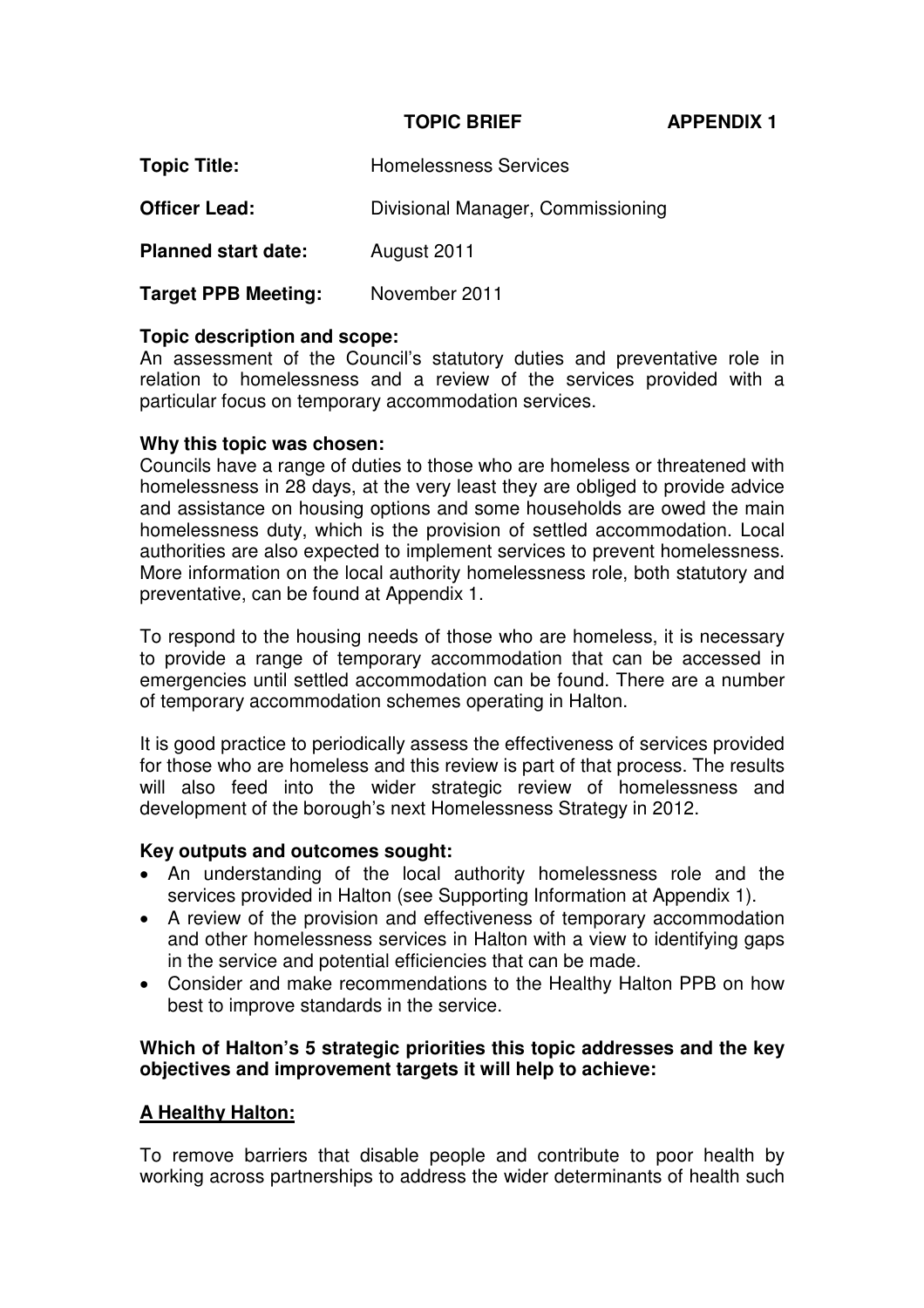**TOPIC BRIEF** **APPENDIX 1**

**Topic Title:** Homelessness Services

**Officer Lead:** Divisional Manager, Commissioning

**Planned start date:** August 2011

**Target PPB Meeting:** November 2011

**Topic description and scope:**
An assessment of the Council's statutory duties and preventative role in relation to homelessness and a review of the services provided with a particular focus on temporary accommodation services.

**Why this topic was chosen:**
Councils have a range of duties to those who are homeless or threatened with homelessness in 28 days, at the very least they are obliged to provide advice and assistance on housing options and some households are owed the main homelessness duty, which is the provision of settled accommodation. Local authorities are also expected to implement services to prevent homelessness. More information on the local authority homelessness role, both statutory and preventative, can be found at Appendix 1.

To respond to the housing needs of those who are homeless, it is necessary to provide a range of temporary accommodation that can be accessed in emergencies until settled accommodation can be found. There are a number of temporary accommodation schemes operating in Halton.

It is good practice to periodically assess the effectiveness of services provided for those who are homeless and this review is part of that process. The results will also feed into the wider strategic review of homelessness and development of the borough's next Homelessness Strategy in 2012.

**Key outputs and outcomes sought:**

- An understanding of the local authority homelessness role and the services provided in Halton (see Supporting Information at Appendix 1).
- A review of the provision and effectiveness of temporary accommodation and other homelessness services in Halton with a view to identifying gaps in the service and potential efficiencies that can be made.
- Consider and make recommendations to the Healthy Halton PPB on how best to improve standards in the service.

**Which of Halton's 5 strategic priorities this topic addresses and the key objectives and improvement targets it will help to achieve:**

**A Healthy Halton:**

To remove barriers that disable people and contribute to poor health by working across partnerships to address the wider determinants of health such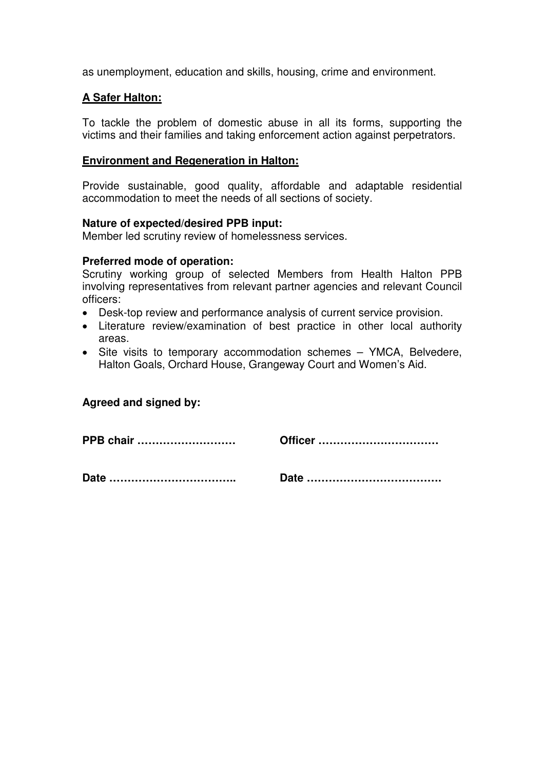as unemployment, education and skills, housing, crime and environment.

**<u>A Safer Halton:</u>**

To tackle the problem of domestic abuse in all its forms, supporting the victims and their families and taking enforcement action against perpetrators.

**<u>Environment and Regeneration in Halton:</u>**

Provide sustainable, good quality, affordable and adaptable residential accommodation to meet the needs of all sections of society.

**Nature of expected/desired PPB input:**
Member led scrutiny review of homelessness services.

**Preferred mode of operation:**
Scrutiny working group of selected Members from Health Halton PPB involving representatives from relevant partner agencies and relevant Council officers:

- Desk-top review and performance analysis of current service provision.
- Literature review/examination of best practice in other local authority areas.
- Site visits to temporary accommodation schemes – YMCA, Belvedere, Halton Goals, Orchard House, Grangeway Court and Women's Aid.

**Agreed and signed by:**

**PPB chair ………………………** **Officer ……………………………**

**Date ……………………………..** **Date ……………………………….**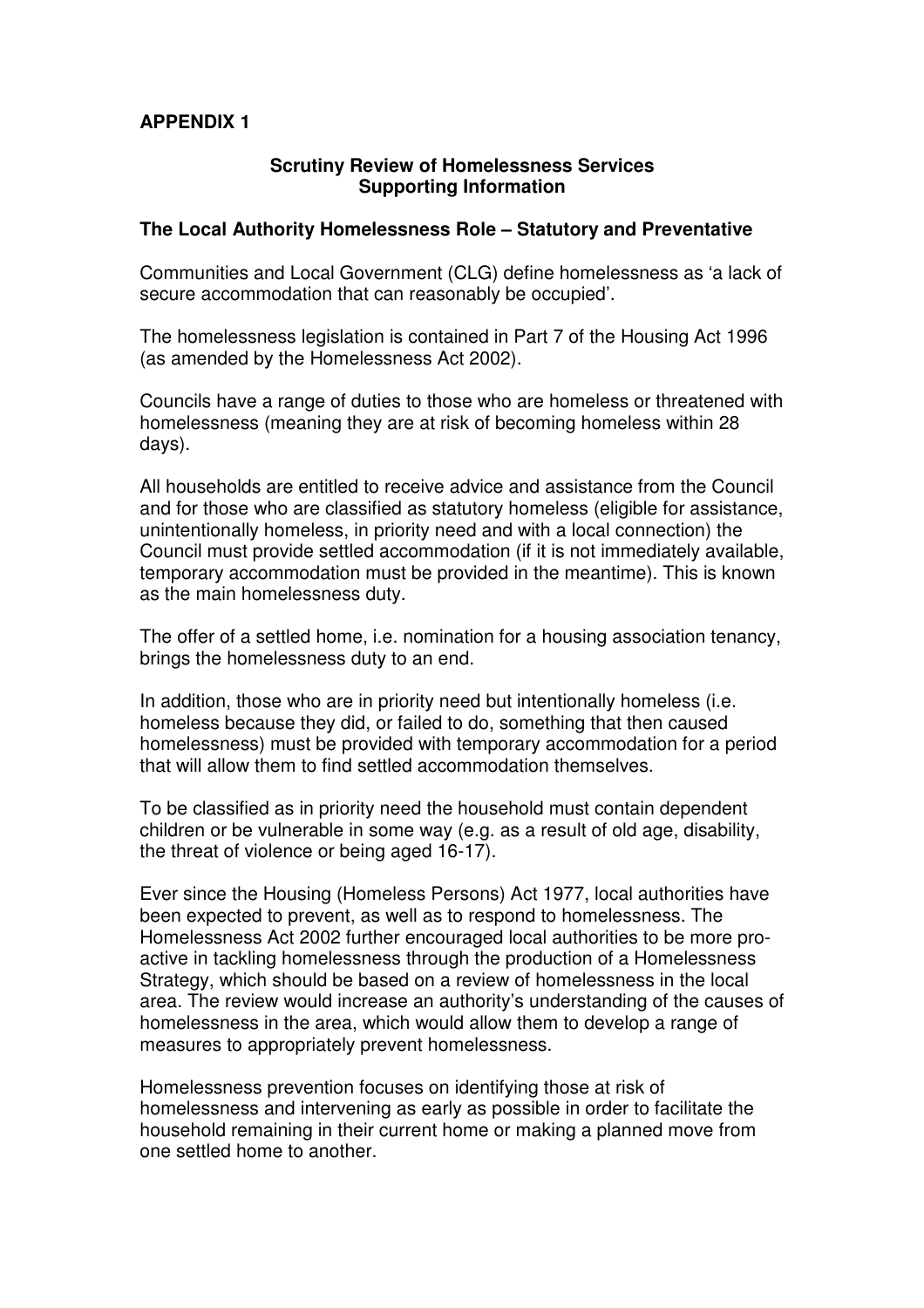**APPENDIX 1**

## Scrutiny Review of Homelessness Services
## Supporting Information

### The Local Authority Homelessness Role – Statutory and Preventative

Communities and Local Government (CLG) define homelessness as 'a lack of secure accommodation that can reasonably be occupied'.

The homelessness legislation is contained in Part 7 of the Housing Act 1996 (as amended by the Homelessness Act 2002).

Councils have a range of duties to those who are homeless or threatened with homelessness (meaning they are at risk of becoming homeless within 28 days).

All households are entitled to receive advice and assistance from the Council and for those who are classified as statutory homeless (eligible for assistance, unintentionally homeless, in priority need and with a local connection) the Council must provide settled accommodation (if it is not immediately available, temporary accommodation must be provided in the meantime). This is known as the main homelessness duty.

The offer of a settled home, i.e. nomination for a housing association tenancy, brings the homelessness duty to an end.

In addition, those who are in priority need but intentionally homeless (i.e. homeless because they did, or failed to do, something that then caused homelessness) must be provided with temporary accommodation for a period that will allow them to find settled accommodation themselves.

To be classified as in priority need the household must contain dependent children or be vulnerable in some way (e.g. as a result of old age, disability, the threat of violence or being aged 16-17).

Ever since the Housing (Homeless Persons) Act 1977, local authorities have been expected to prevent, as well as to respond to homelessness. The Homelessness Act 2002 further encouraged local authorities to be more pro-active in tackling homelessness through the production of a Homelessness Strategy, which should be based on a review of homelessness in the local area. The review would increase an authority's understanding of the causes of homelessness in the area, which would allow them to develop a range of measures to appropriately prevent homelessness.

Homelessness prevention focuses on identifying those at risk of homelessness and intervening as early as possible in order to facilitate the household remaining in their current home or making a planned move from one settled home to another.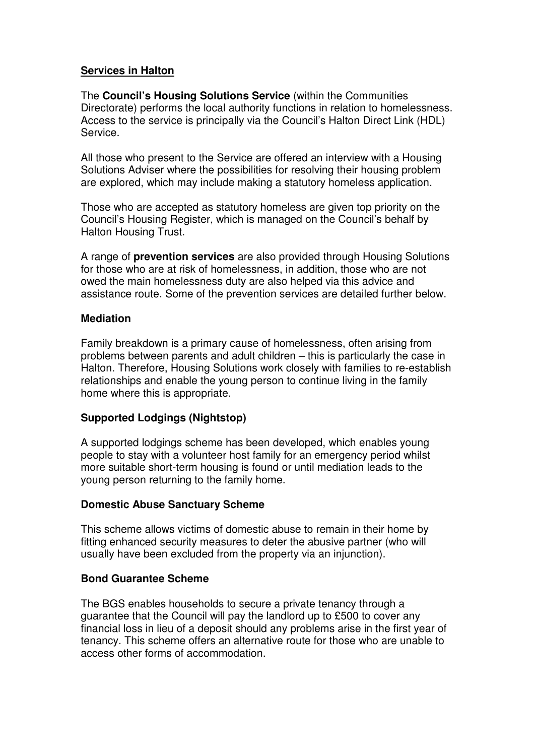## Services in Halton

The **Council's Housing Solutions Service** (within the Communities Directorate) performs the local authority functions in relation to homelessness. Access to the service is principally via the Council's Halton Direct Link (HDL) Service.

All those who present to the Service are offered an interview with a Housing Solutions Adviser where the possibilities for resolving their housing problem are explored, which may include making a statutory homeless application.

Those who are accepted as statutory homeless are given top priority on the Council's Housing Register, which is managed on the Council's behalf by Halton Housing Trust.

A range of **prevention services** are also provided through Housing Solutions for those who are at risk of homelessness, in addition, those who are not owed the main homelessness duty are also helped via this advice and assistance route. Some of the prevention services are detailed further below.

### Mediation

Family breakdown is a primary cause of homelessness, often arising from problems between parents and adult children – this is particularly the case in Halton. Therefore, Housing Solutions work closely with families to re-establish relationships and enable the young person to continue living in the family home where this is appropriate.

### Supported Lodgings (Nightstop)

A supported lodgings scheme has been developed, which enables young people to stay with a volunteer host family for an emergency period whilst more suitable short-term housing is found or until mediation leads to the young person returning to the family home.

### Domestic Abuse Sanctuary Scheme

This scheme allows victims of domestic abuse to remain in their home by fitting enhanced security measures to deter the abusive partner (who will usually have been excluded from the property via an injunction).

### Bond Guarantee Scheme

The BGS enables households to secure a private tenancy through a guarantee that the Council will pay the landlord up to £500 to cover any financial loss in lieu of a deposit should any problems arise in the first year of tenancy. This scheme offers an alternative route for those who are unable to access other forms of accommodation.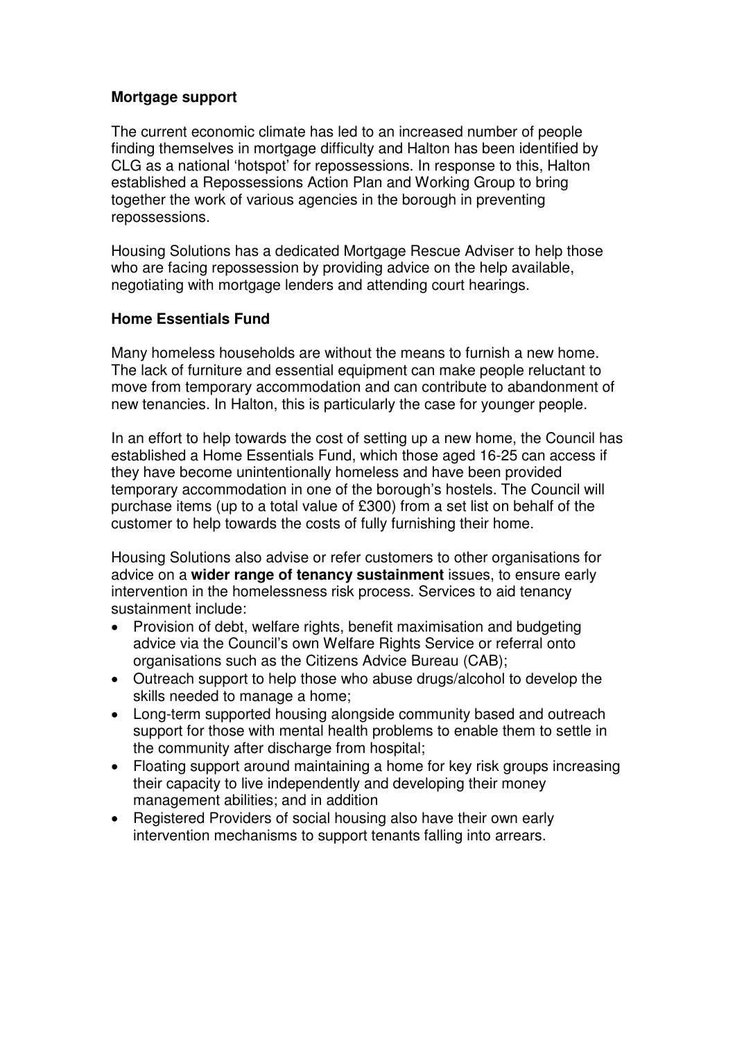**Mortgage support**

The current economic climate has led to an increased number of people finding themselves in mortgage difficulty and Halton has been identified by CLG as a national 'hotspot' for repossessions. In response to this, Halton established a Repossessions Action Plan and Working Group to bring together the work of various agencies in the borough in preventing repossessions.

Housing Solutions has a dedicated Mortgage Rescue Adviser to help those who are facing repossession by providing advice on the help available, negotiating with mortgage lenders and attending court hearings.

**Home Essentials Fund**

Many homeless households are without the means to furnish a new home. The lack of furniture and essential equipment can make people reluctant to move from temporary accommodation and can contribute to abandonment of new tenancies. In Halton, this is particularly the case for younger people.

In an effort to help towards the cost of setting up a new home, the Council has established a Home Essentials Fund, which those aged 16-25 can access if they have become unintentionally homeless and have been provided temporary accommodation in one of the borough's hostels. The Council will purchase items (up to a total value of £300) from a set list on behalf of the customer to help towards the costs of fully furnishing their home.

Housing Solutions also advise or refer customers to other organisations for advice on a **wider range of tenancy sustainment** issues, to ensure early intervention in the homelessness risk process. Services to aid tenancy sustainment include:

- Provision of debt, welfare rights, benefit maximisation and budgeting advice via the Council's own Welfare Rights Service or referral onto organisations such as the Citizens Advice Bureau (CAB);
- Outreach support to help those who abuse drugs/alcohol to develop the skills needed to manage a home;
- Long-term supported housing alongside community based and outreach support for those with mental health problems to enable them to settle in the community after discharge from hospital;
- Floating support around maintaining a home for key risk groups increasing their capacity to live independently and developing their money management abilities; and in addition
- Registered Providers of social housing also have their own early intervention mechanisms to support tenants falling into arrears.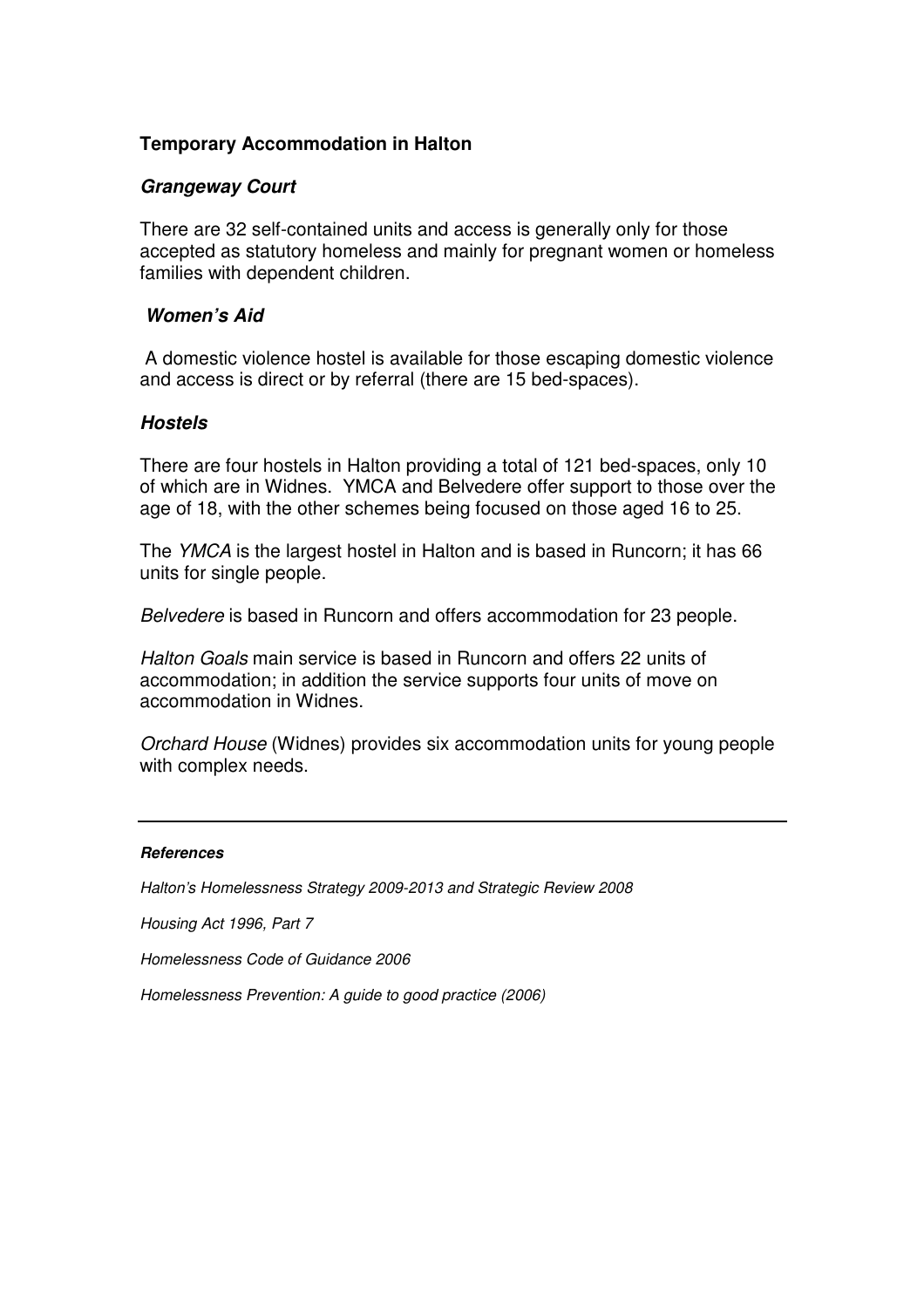**Temporary Accommodation in Halton**

***Grangeway Court***

There are 32 self-contained units and access is generally only for those accepted as statutory homeless and mainly for pregnant women or homeless families with dependent children.

***Women's Aid***

A domestic violence hostel is available for those escaping domestic violence and access is direct or by referral (there are 15 bed-spaces).

***Hostels***

There are four hostels in Halton providing a total of 121 bed-spaces, only 10 of which are in Widnes. YMCA and Belvedere offer support to those over the age of 18, with the other schemes being focused on those aged 16 to 25.

The *YMCA* is the largest hostel in Halton and is based in Runcorn; it has 66 units for single people.

*Belvedere* is based in Runcorn and offers accommodation for 23 people.

*Halton Goals* main service is based in Runcorn and offers 22 units of accommodation; in addition the service supports four units of move on accommodation in Widnes.

*Orchard House* (Widnes) provides six accommodation units for young people with complex needs.

---

***References***

*Halton's Homelessness Strategy 2009-2013 and Strategic Review 2008*

*Housing Act 1996, Part 7*

*Homelessness Code of Guidance 2006*

*Homelessness Prevention: A guide to good practice (2006)*